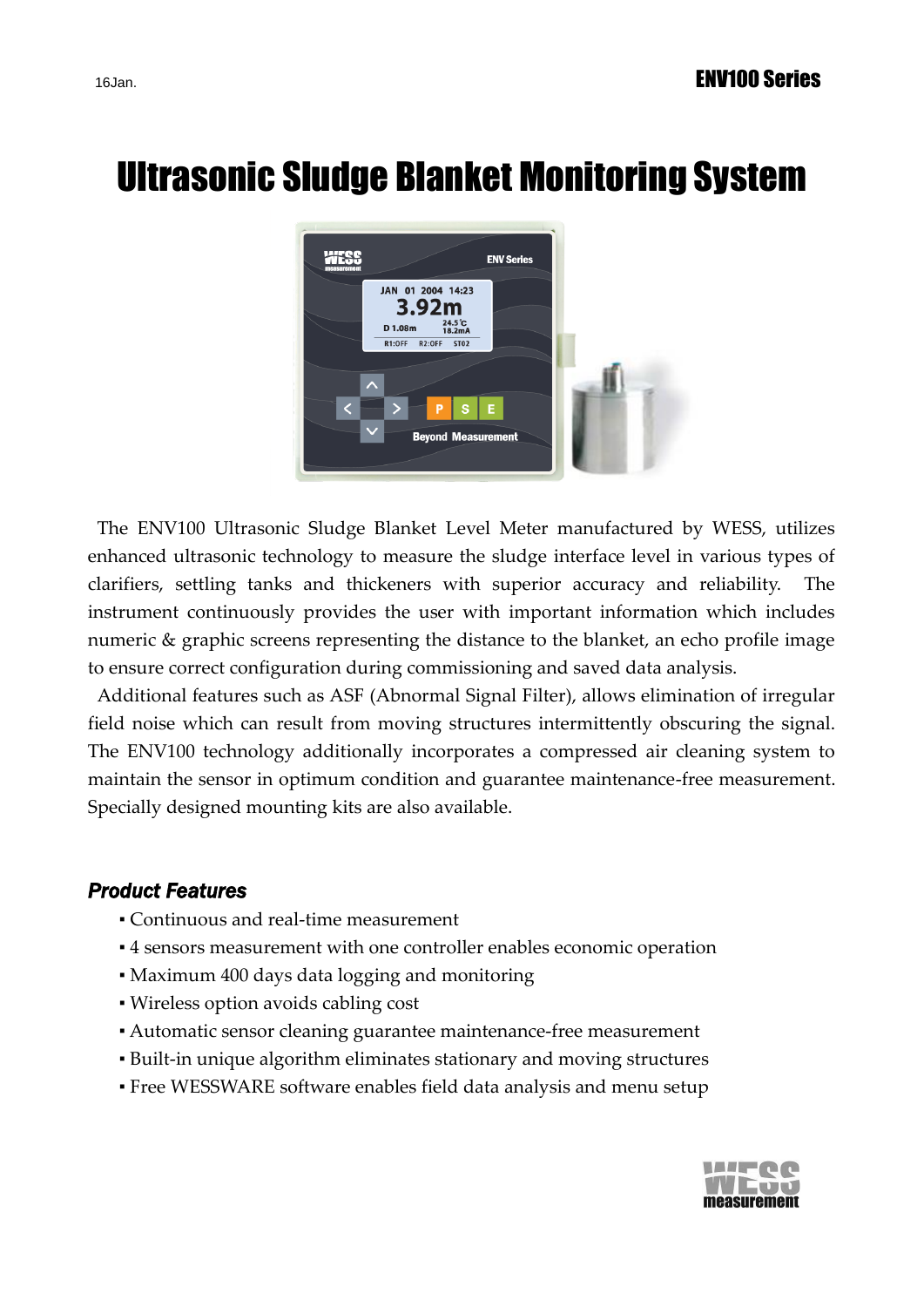# Ultrasonic Sludge Blanket Monitoring System

The ENV100 Ultrasonic Sludge Blanket Level Meter manufactured by WESS, utilizes enhanced ultrasonic technology to measure the sludge interface level in various types of clarifiers, settling tanks and thickeners with superior accuracy and reliability. The instrument continuously provides the user with important information which includes numeric & graphic screens representing the distance to the blanket, an echo profile image to ensure correct configuration during commissioning and saved data analysis.

Additional features such as ASF (Abnormal Signal Filter), allows elimination of irregular field noise which can result from moving structures intermittently obscuring the signal. The ENV100 technology additionally incorporates a compressed air cleaning system to maintain the sensor in optimum condition and guarantee maintenance-free measurement. Specially designed mounting kits are also available.

## *Product Features*

- Continuous and real-time measurement
- 4 sensors measurement with one controller enables economic operation
- Maximum 400 days data logging and monitoring
- Wireless option avoids cabling cost
- Automatic sensor cleaning guarantee maintenance-free measurement
- Built-in unique algorithm eliminates stationary and moving structures
- Free WESSWARE software enables field data analysis and menu setup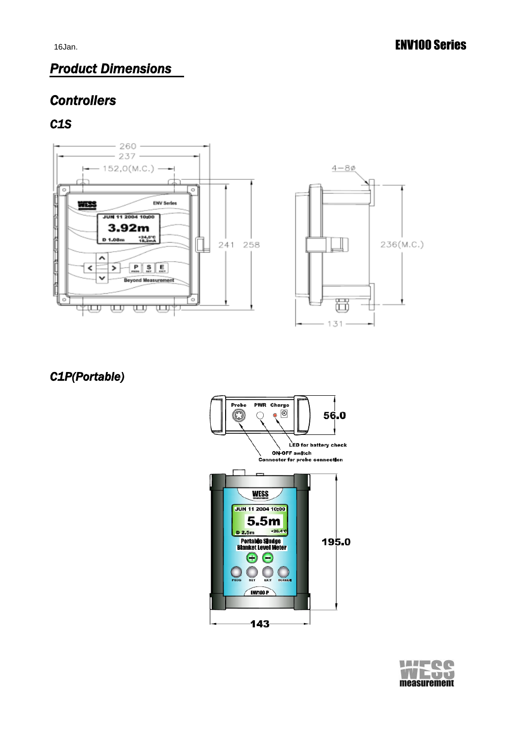## Product Dimensions

### Controllers

#### C1S

#### C1P(Portable)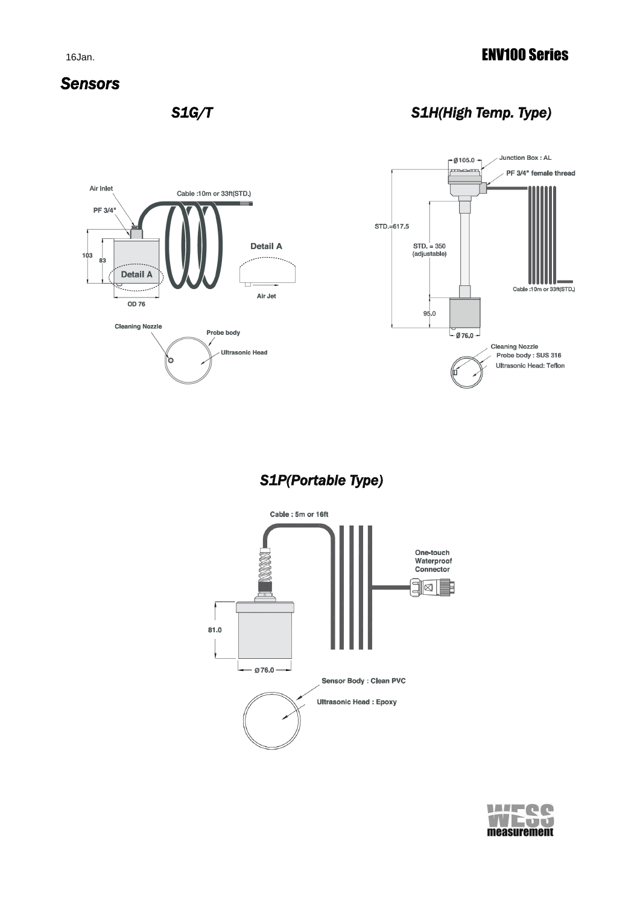# Sensors

## S1G/T

Air Inlet

PF 3/4"

Cable :10m or 33ft(STD.)

103

83

Detail A

OD 76

Detail A

Air Jet

Cleaning Nozzle

Probe body

Ultrasonic Head

## S1H(High Temp. Type)

Ø105.0

Junction Box : AL

PF 3/4" female thread

STD.=617.5

STD. = 350 (adjustable)

Cable :10m or 33ft(STD.)

95.0

Ø 76.0

Cleaning Nozzle

Probe body : SUS 316

Ultrasonic Head: Teflon

## S1P(Portable Type)

Cable : 5m or 16ft

One-touch Waterproof Connector

81.0

Ø 76.0

Sensor Body : Clean PVC

Ultrasonic Head : Epoxy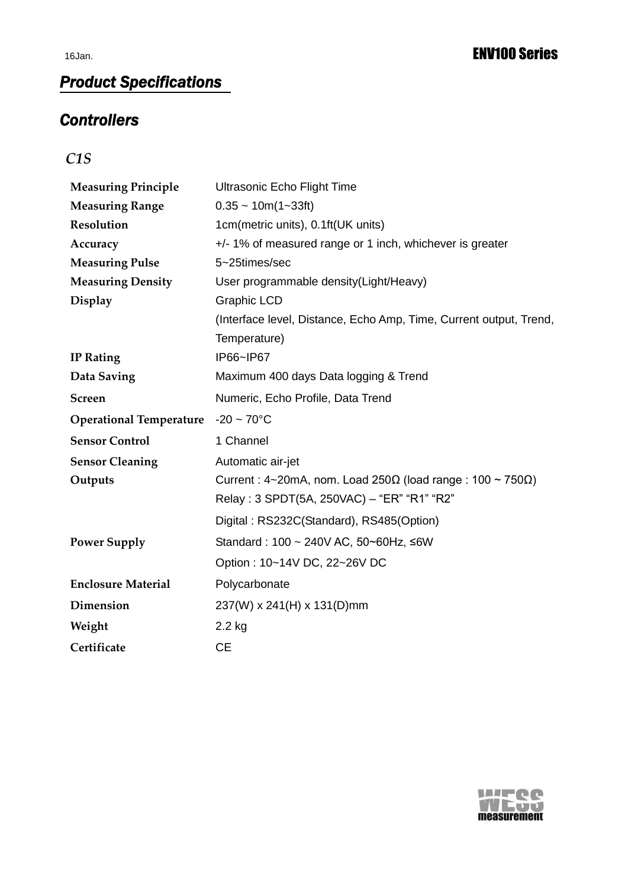## *Product Specifications*

### *Controllers*

#### *C1S*

| | |
|---|---|
| **Measuring Principle** | Ultrasonic Echo Flight Time |
| **Measuring Range** | 0.35 ~ 10m(1~33ft) |
| **Resolution** | 1cm(metric units), 0.1ft(UK units) |
| **Accuracy** | +/- 1% of measured range or 1 inch, whichever is greater |
| **Measuring Pulse** | 5~25times/sec |
| **Measuring Density** | User programmable density(Light/Heavy) |
| **Display** | Graphic LCD<br>(Interface level, Distance, Echo Amp, Time, Current output, Trend, Temperature) |
| **IP Rating** | IP66~IP67 |
| **Data Saving** | Maximum 400 days Data logging & Trend |
| **Screen** | Numeric, Echo Profile, Data Trend |
| **Operational Temperature** | -20 ~ 70°C |
| **Sensor Control** | 1 Channel |
| **Sensor Cleaning** | Automatic air-jet |
| **Outputs** | Current : 4~20mA, nom. Load 250Ω (load range : 100 ~ 750Ω)<br>Relay : 3 SPDT(5A, 250VAC) – "ER" "R1" "R2"<br>Digital : RS232C(Standard), RS485(Option) |
| **Power Supply** | Standard : 100 ~ 240V AC, 50~60Hz, ≤6W<br>Option : 10~14V DC, 22~26V DC |
| **Enclosure Material** | Polycarbonate |
| **Dimension** | 237(W) x 241(H) x 131(D)mm |
| **Weight** | 2.2 kg |
| **Certificate** | CE |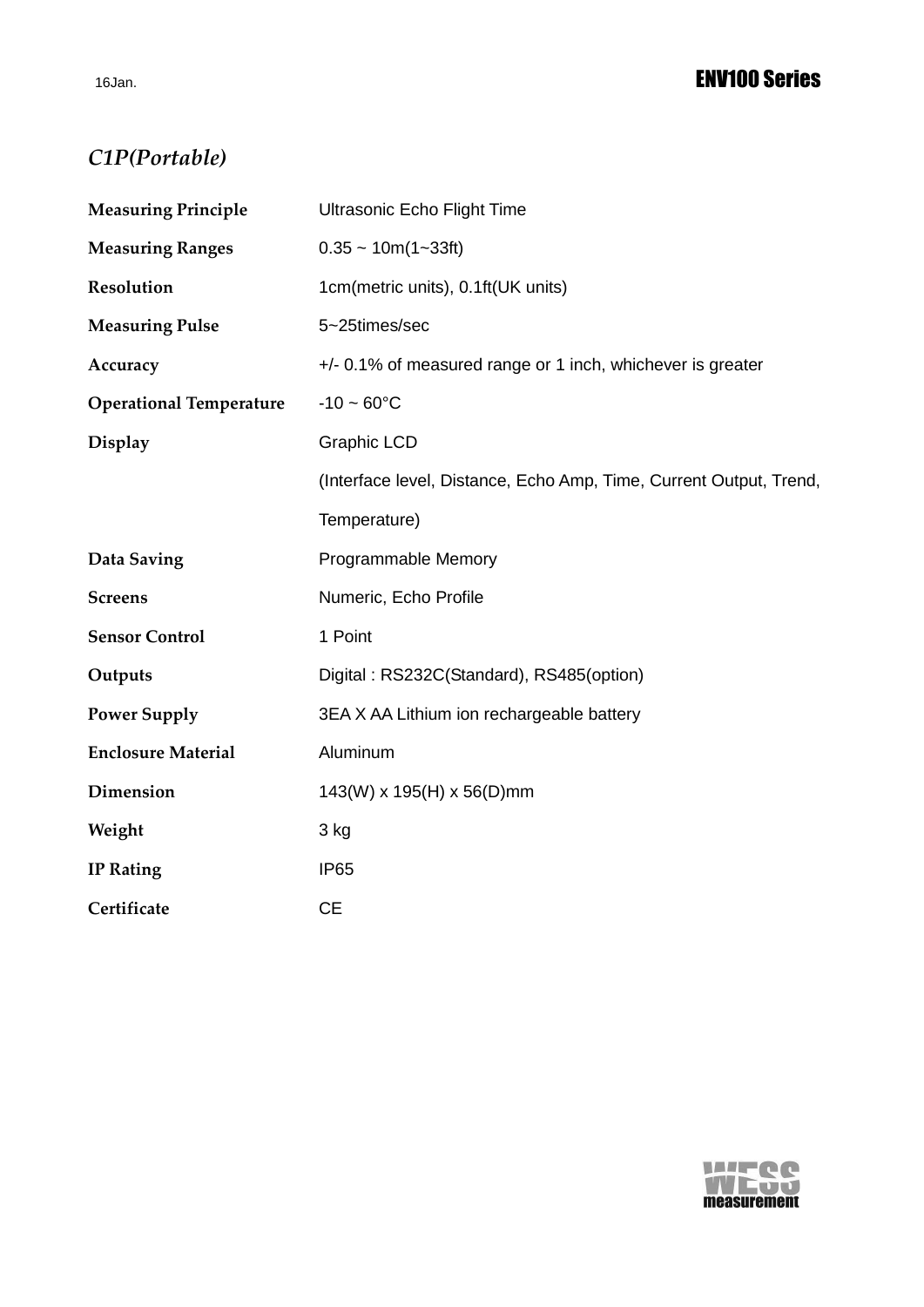## *C1P(Portable)*

| | |
|---|---|
| **Measuring Principle** | Ultrasonic Echo Flight Time |
| **Measuring Ranges** | 0.35 ~ 10m(1~33ft) |
| **Resolution** | 1cm(metric units), 0.1ft(UK units) |
| **Measuring Pulse** | 5~25times/sec |
| **Accuracy** | +/- 0.1% of measured range or 1 inch, whichever is greater |
| **Operational Temperature** | -10 ~ 60°C |
| **Display** | Graphic LCD (Interface level, Distance, Echo Amp, Time, Current Output, Trend, Temperature) |
| **Data Saving** | Programmable Memory |
| **Screens** | Numeric, Echo Profile |
| **Sensor Control** | 1 Point |
| **Outputs** | Digital : RS232C(Standard), RS485(option) |
| **Power Supply** | 3EA X AA Lithium ion rechargeable battery |
| **Enclosure Material** | Aluminum |
| **Dimension** | 143(W) x 195(H) x 56(D)mm |
| **Weight** | 3 kg |
| **IP Rating** | IP65 |
| **Certificate** | CE |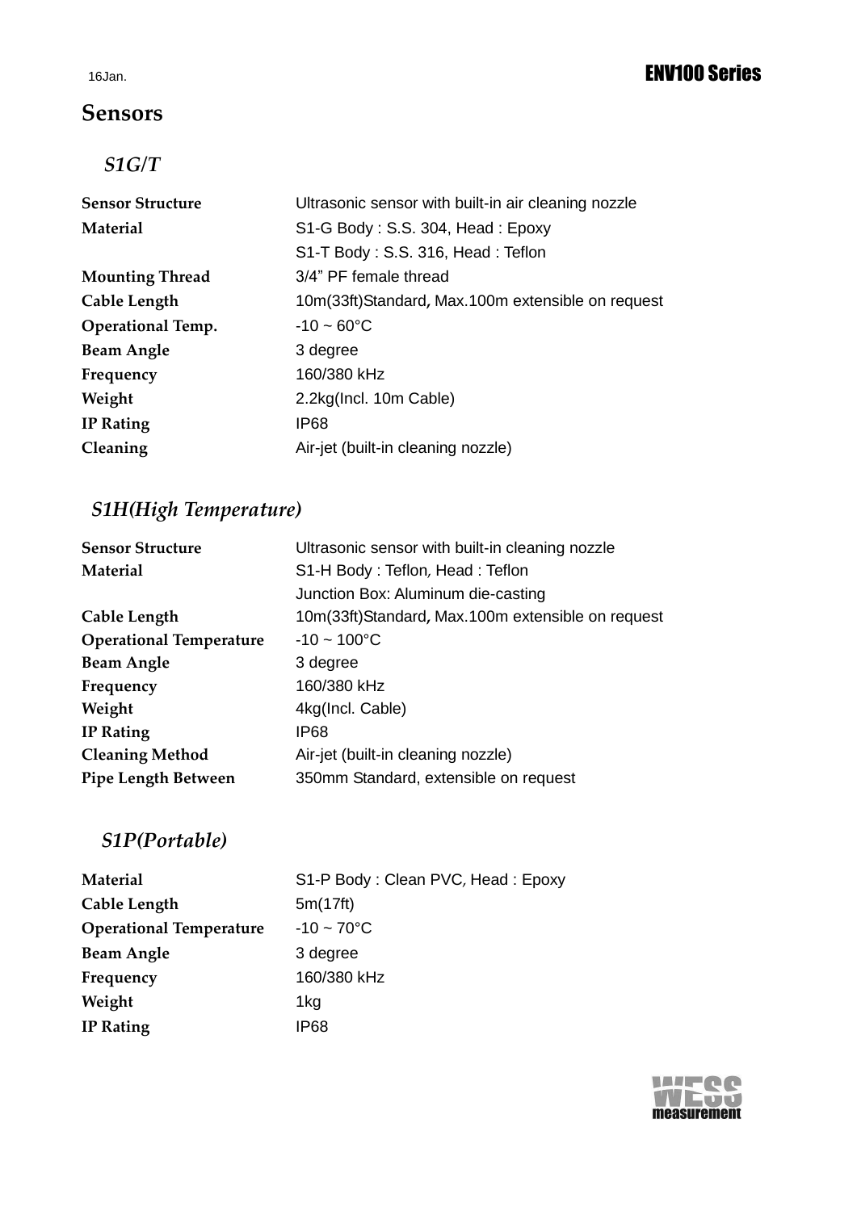# Sensors

## *S1G/T*

| | |
|---|---|
| **Sensor Structure** | Ultrasonic sensor with built-in air cleaning nozzle |
| **Material** | S1-G Body : S.S. 304, Head : Epoxy |
| | S1-T Body : S.S. 316, Head : Teflon |
| **Mounting Thread** | 3/4” PF female thread |
| **Cable Length** | 10m(33ft)Standard, Max.100m extensible on request |
| **Operational Temp.** | -10 ~ 60°C |
| **Beam Angle** | 3 degree |
| **Frequency** | 160/380 kHz |
| **Weight** | 2.2kg(Incl. 10m Cable) |
| **IP Rating** | IP68 |
| **Cleaning** | Air-jet (built-in cleaning nozzle) |

## *S1H(High Temperature)*

| | |
|---|---|
| **Sensor Structure** | Ultrasonic sensor with built-in cleaning nozzle |
| **Material** | S1-H Body : Teflon, Head : Teflon |
| | Junction Box: Aluminum die-casting |
| **Cable Length** | 10m(33ft)Standard, Max.100m extensible on request |
| **Operational Temperature** | -10 ~ 100°C |
| **Beam Angle** | 3 degree |
| **Frequency** | 160/380 kHz |
| **Weight** | 4kg(Incl. Cable) |
| **IP Rating** | IP68 |
| **Cleaning Method** | Air-jet (built-in cleaning nozzle) |
| **Pipe Length Between** | 350mm Standard, extensible on request |

## *S1P(Portable)*

| | |
|---|---|
| **Material** | S1-P Body : Clean PVC, Head : Epoxy |
| **Cable Length** | 5m(17ft) |
| **Operational Temperature** | -10 ~ 70°C |
| **Beam Angle** | 3 degree |
| **Frequency** | 160/380 kHz |
| **Weight** | 1kg |
| **IP Rating** | IP68 |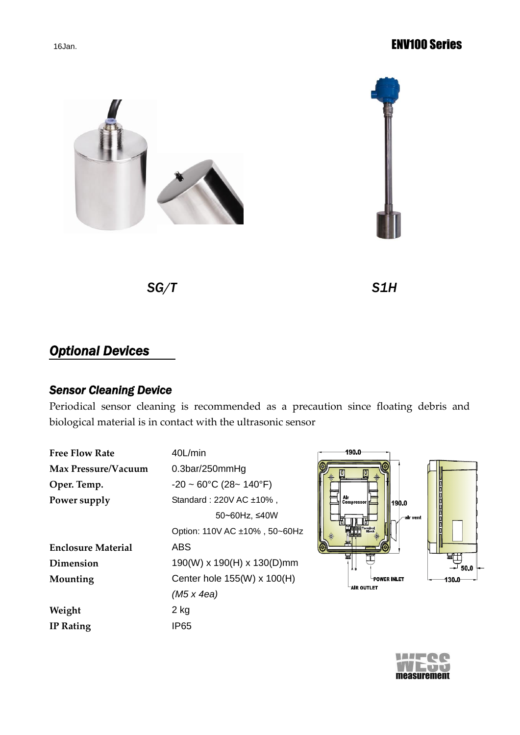SG/T

S1H

## Optional Devices

### Sensor Cleaning Device

Periodical sensor cleaning is recommended as a precaution since floating debris and biological material is in contact with the ultrasonic sensor

| | |
|---|---|
| **Free Flow Rate** | 40L/min |
| **Max Pressure/Vacuum** | 0.3bar/250mmHg |
| **Oper. Temp.** | -20 ~ 60°C (28~ 140°F) |
| **Power supply** | Standard : 220V AC ±10% , 50~60Hz, ≤40W |
| | Option: 110V AC ±10% , 50~60Hz |
| **Enclosure Material** | ABS |
| **Dimension** | 190(W) x 190(H) x 130(D)mm |
| **Mounting** | Center hole 155(W) x 100(H) *(M5 x 4ea)* |
| **Weight** | 2 kg |
| **IP Rating** | IP65 |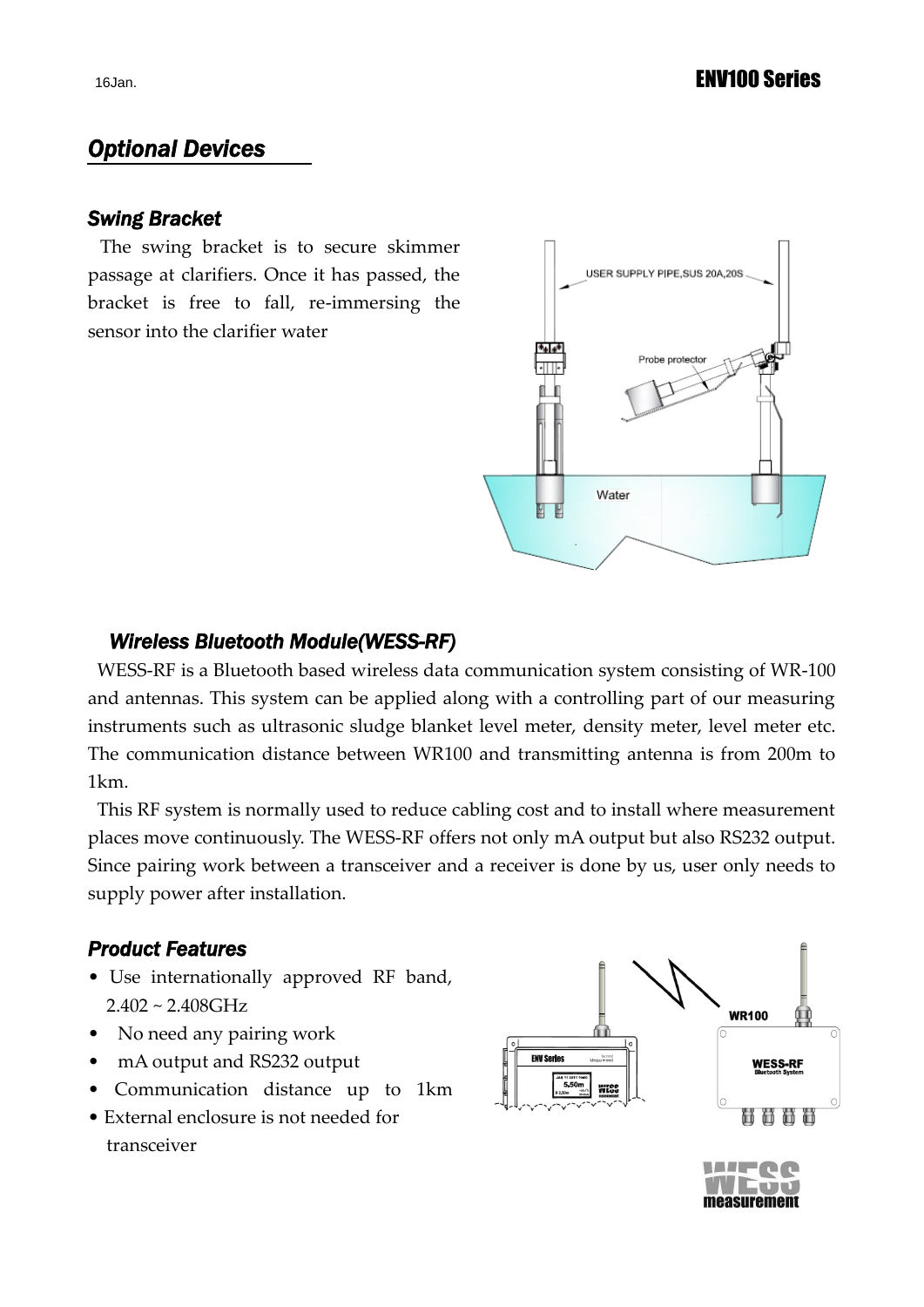## *Optional Devices*

### *Swing Bracket*

The swing bracket is to secure skimmer passage at clarifiers. Once it has passed, the bracket is free to fall, re-immersing the sensor into the clarifier water

### *Wireless Bluetooth Module(WESS-RF)*

WESS-RF is a Bluetooth based wireless data communication system consisting of WR-100 and antennas. This system can be applied along with a controlling part of our measuring instruments such as ultrasonic sludge blanket level meter, density meter, level meter etc. The communication distance between WR100 and transmitting antenna is from 200m to 1km.

This RF system is normally used to reduce cabling cost and to install where measurement places move continuously. The WESS-RF offers not only mA output but also RS232 output. Since pairing work between a transceiver and a receiver is done by us, user only needs to supply power after installation.

### *Product Features*

- Use internationally approved RF band, 2.402 ~ 2.408GHz
- No need any pairing work
- mA output and RS232 output
- Communication distance up to 1km
- External enclosure is not needed for transceiver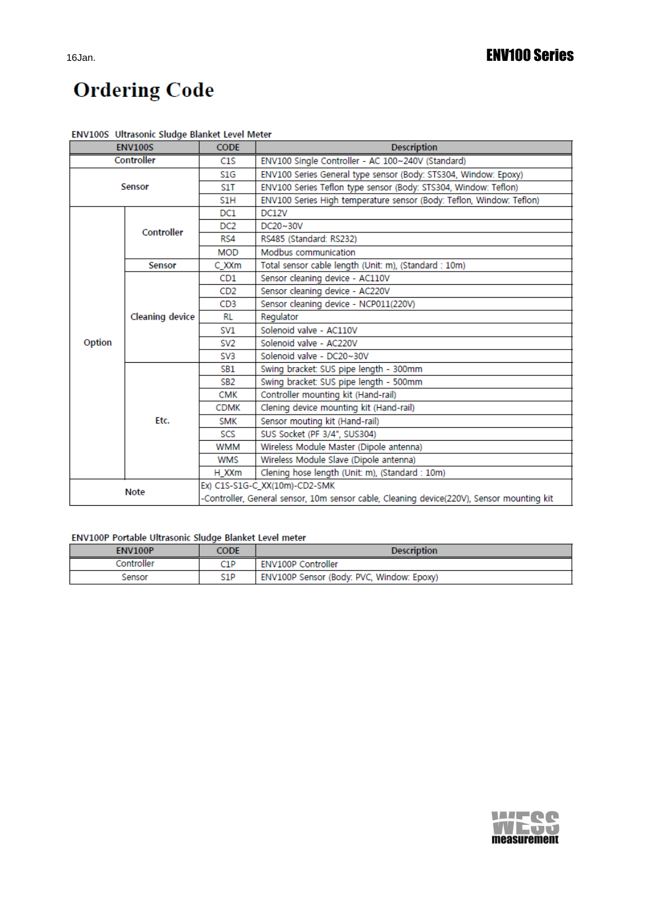# Ordering Code

ENV100S Ultrasonic Sludge Blanket Level Meter

| ENV100S | | CODE | Description |
|---|---|---|---|
| Controller | | C1S | ENV100 Single Controller - AC 100~240V (Standard) |
| Sensor | | S1G | ENV100 Series General type sensor (Body: STS304, Window: Epoxy) |
| | | S1T | ENV100 Series Teflon type sensor (Body: STS304, Window: Teflon) |
| | | S1H | ENV100 Series High temperature sensor (Body: Teflon, Window: Teflon) |
| Option | Controller | DC1 | DC12V |
| | | DC2 | DC20~30V |
| | | RS4 | RS485 (Standard: RS232) |
| | | MOD | Modbus communication |
| | Sensor | C_XXm | Total sensor cable length (Unit: m), (Standard : 10m) |
| | Cleaning device | CD1 | Sensor cleaning device - AC110V |
| | | CD2 | Sensor cleaning device - AC220V |
| | | CD3 | Sensor cleaning device - NCP011(220V) |
| | | RL | Regulator |
| | | SV1 | Solenoid valve - AC110V |
| | | SV2 | Solenoid valve - AC220V |
| | | SV3 | Solenoid valve - DC20~30V |
| | Etc. | SB1 | Swing bracket: SUS pipe length - 300mm |
| | | SB2 | Swing bracket: SUS pipe length - 500mm |
| | | CMK | Controller mounting kit (Hand-rail) |
| | | CDMK | Clening device mounting kit (Hand-rail) |
| | | SMK | Sensor mouting kit (Hand-rail) |
| | | SCS | SUS Socket (PF 3/4", SUS304) |
| | | WMM | Wireless Module Master (Dipole antenna) |
| | | WMS | Wireless Module Slave (Dipole antenna) |
| | | H_XXm | Clening hose length (Unit: m), (Standard : 10m) |
| Note | | | Ex) C1S-S1G-C_XX(10m)-CD2-SMK<br>-Controller, General sensor, 10m sensor cable, Cleaning device(220V), Sensor mounting kit |

ENV100P Portable Ultrasonic Sludge Blanket Level meter

| ENV100P | CODE | Description |
|---|---|---|
| Controller | C1P | ENV100P Controller |
| Sensor | S1P | ENV100P Sensor (Body: PVC, Window: Epoxy) |